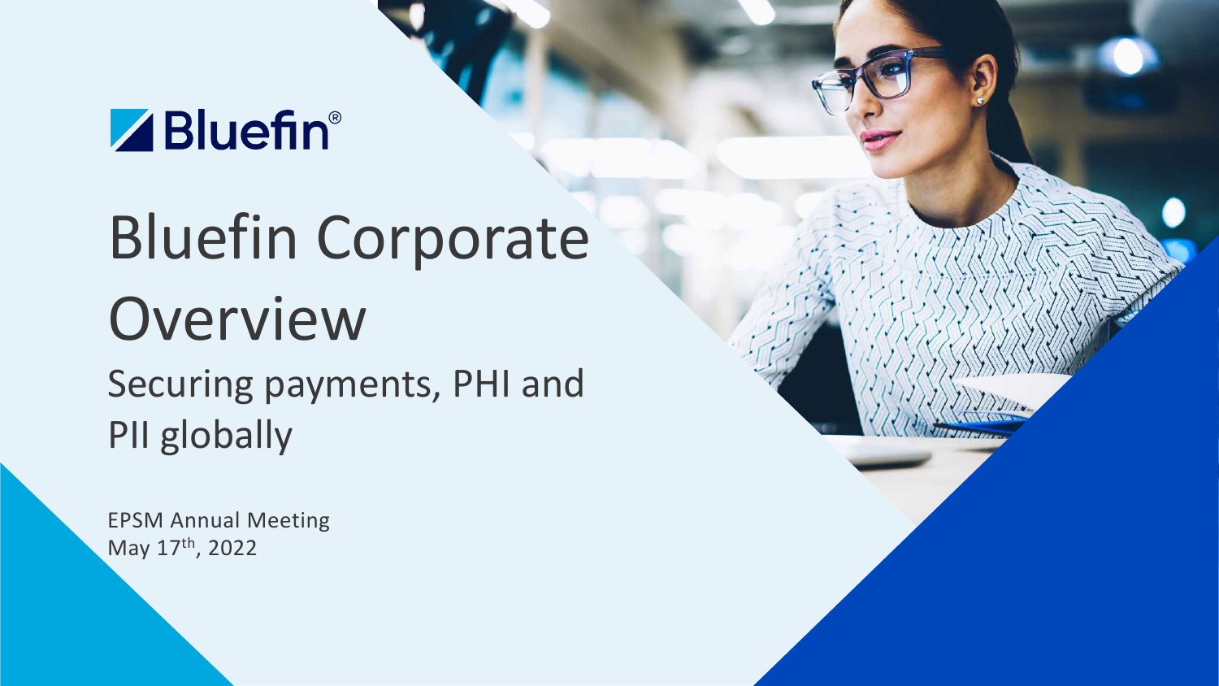Bluefin®

# Bluefin Corporate Overview

## Securing payments, PHI and PII globally

EPSM Annual Meeting
May 17th, 2022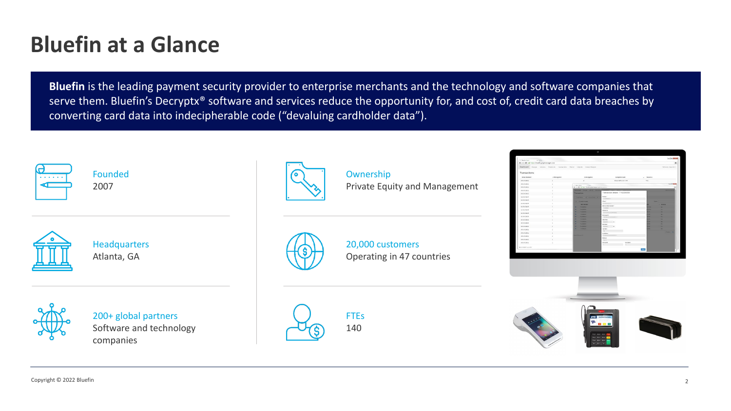# Bluefin at a Glance

**Bluefin** is the leading payment security provider to enterprise merchants and the technology and software companies that serve them. Bluefin's Decryptx® software and services reduce the opportunity for, and cost of, credit card data breaches by converting card data into indecipherable code ("devaluing cardholder data").

**Founded**
2007

**Headquarters**
Atlanta, GA

**200+ global partners**
Software and technology companies

**Ownership**
Private Equity and Management

**20,000 customers**
Operating in 47 countries

**FTEs**
140

Copyright © 2022 Bluefin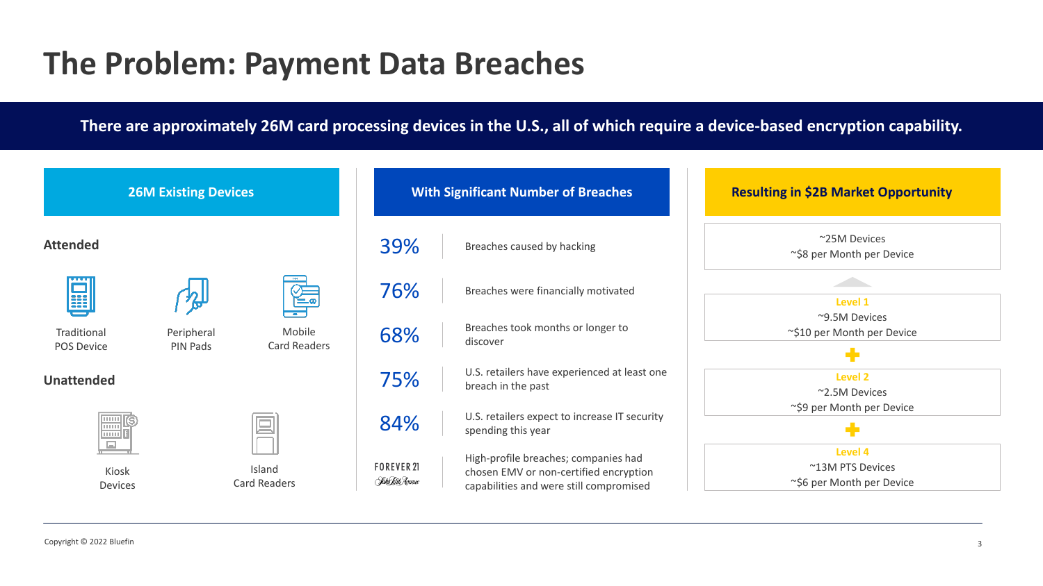# The Problem: Payment Data Breaches

**There are approximately 26M card processing devices in the U.S., all of which require a device-based encryption capability.**

## 26M Existing Devices

### Attended

- Traditional POS Device
- Peripheral PIN Pads
- Mobile Card Readers

### Unattended

- Kiosk Devices
- Island Card Readers

## With Significant Number of Breaches

| | |
|---|---|
| 39% | Breaches caused by hacking |
| 76% | Breaches were financially motivated |
| 68% | Breaches took months or longer to discover |
| 75% | U.S. retailers have experienced at least one breach in the past |
| 84% | U.S. retailers expect to increase IT security spending this year |
| FOREVER 21 / Saks Fifth Avenue | High-profile breaches; companies had chosen EMV or non-certified encryption capabilities and were still compromised |

## Resulting in $2B Market Opportunity

~25M Devices
~$8 per Month per Device

**Level 1**
~9.5M Devices
~$10 per Month per Device

\+

**Level 2**
~2.5M Devices
~$9 per Month per Device

\+

**Level 4**
~13M PTS Devices
~$6 per Month per Device

Copyright © 2022 Bluefin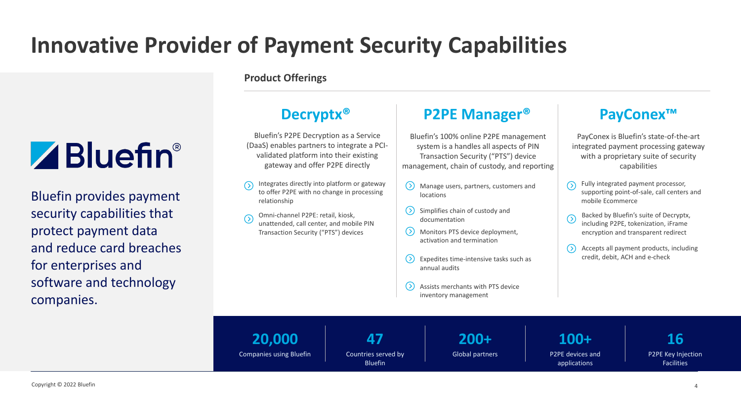# Innovative Provider of Payment Security Capabilities

Bluefin®

Bluefin provides payment security capabilities that protect payment data and reduce card breaches for enterprises and software and technology companies.

## Product Offerings

### Decryptx®

Bluefin's P2PE Decryption as a Service (DaaS) enables partners to integrate a PCI-validated platform into their existing gateway and offer P2PE directly

- Integrates directly into platform or gateway to offer P2PE with no change in processing relationship
- Omni-channel P2PE: retail, kiosk, unattended, call center, and mobile PIN Transaction Security ("PTS") devices

### P2PE Manager®

Bluefin's 100% online P2PE management system is a handles all aspects of PIN Transaction Security ("PTS") device management, chain of custody, and reporting

- Manage users, partners, customers and locations
- Simplifies chain of custody and documentation
- Monitors PTS device deployment, activation and termination
- Expedites time-intensive tasks such as annual audits
- Assists merchants with PTS device inventory management

### PayConex™

PayConex is Bluefin's state-of-the-art integrated payment processing gateway with a proprietary suite of security capabilities

- Fully integrated payment processor, supporting point-of-sale, call centers and mobile Ecommerce
- Backed by Bluefin's suite of Decryptx, including P2PE, tokenization, iFrame encryption and transparent redirect
- Accepts all payment products, including credit, debit, ACH and e-check

| 20,000 | 47 | 200+ | 100+ | 16 |
|---|---|---|---|---|
| Companies using Bluefin | Countries served by Bluefin | Global partners | P2PE devices and applications | P2PE Key Injection Facilities |

Copyright © 2022 Bluefin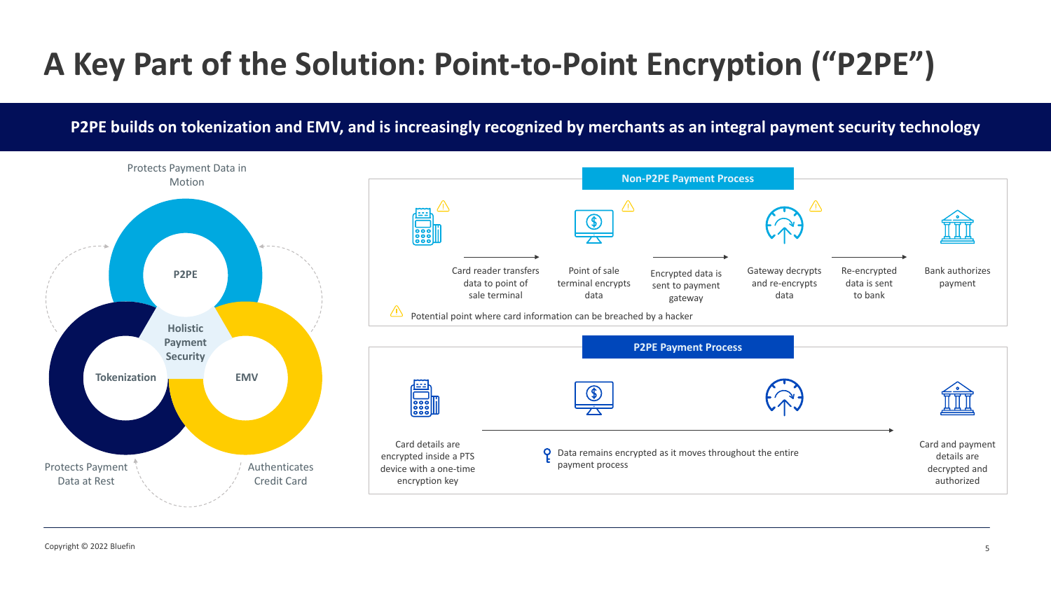# A Key Part of the Solution: Point-to-Point Encryption ("P2PE")

**P2PE builds on tokenization and EMV, and is increasingly recognized by merchants as an integral payment security technology**

Protects Payment Data in Motion

**P2PE**

**Holistic Payment Security**

**Tokenization**

**EMV**

Protects Payment Data at Rest

Authenticates Credit Card

## Non-P2PE Payment Process

Card reader transfers data to point of sale terminal → Point of sale terminal encrypts data → Encrypted data is sent to payment gateway → Gateway decrypts and re-encrypts data → Re-encrypted data is sent to bank → Bank authorizes payment

⚠ Potential point where card information can be breached by a hacker

## P2PE Payment Process

Card details are encrypted inside a PTS device with a one-time encryption key → Card and payment details are decrypted and authorized

Data remains encrypted as it moves throughout the entire payment process

Copyright © 2022 Bluefin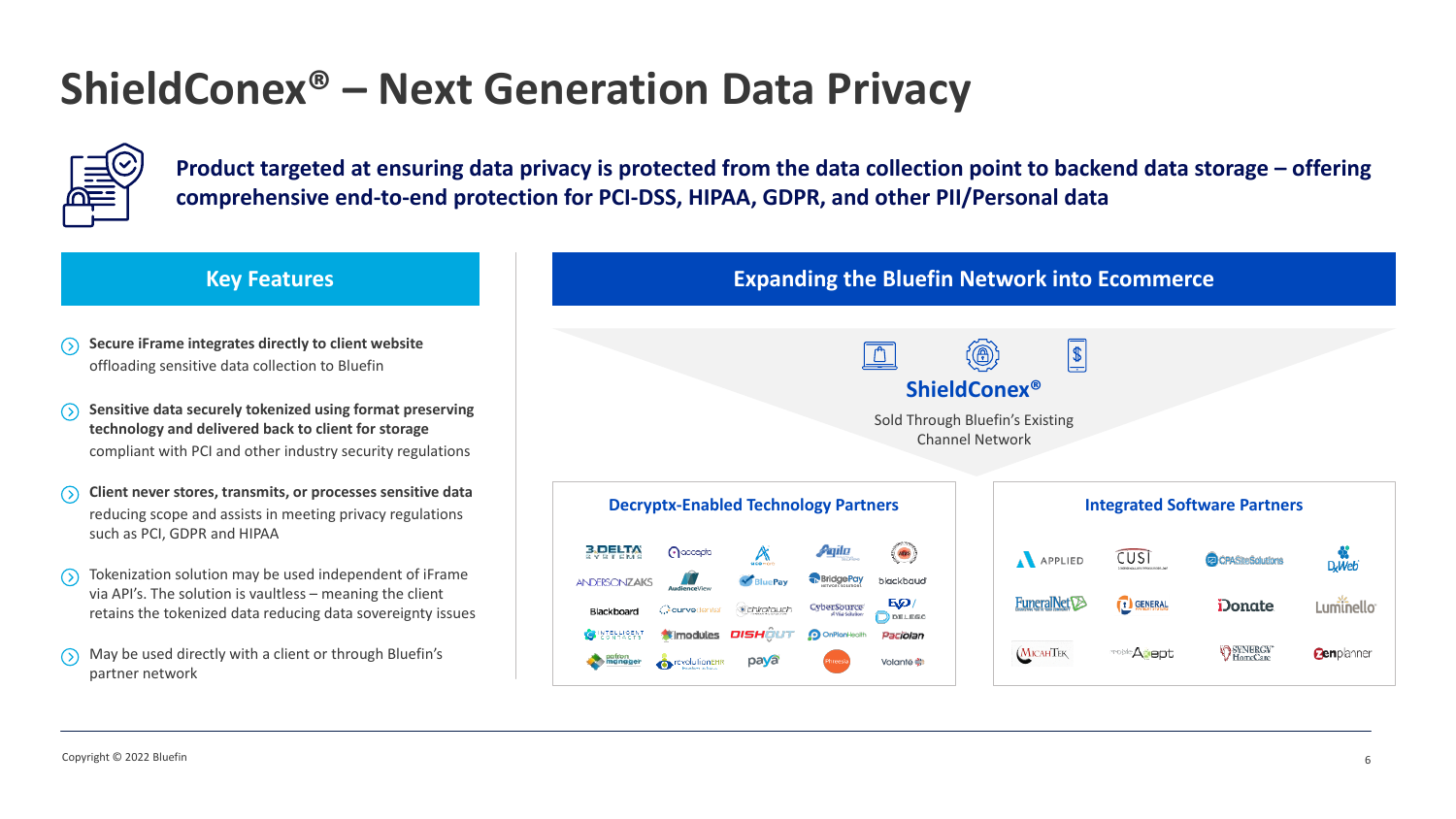# ShieldConex® – Next Generation Data Privacy

**Product targeted at ensuring data privacy is protected from the data collection point to backend data storage – offering comprehensive end-to-end protection for PCI-DSS, HIPAA, GDPR, and other PII/Personal data**

## Key Features

- **Secure iFrame integrates directly to client website** offloading sensitive data collection to Bluefin
- **Sensitive data securely tokenized using format preserving technology and delivered back to client for storage** compliant with PCI and other industry security regulations
- **Client never stores, transmits, or processes sensitive data** reducing scope and assists in meeting privacy regulations such as PCI, GDPR and HIPAA
- Tokenization solution may be used independent of iFrame via API's. The solution is vaultless – meaning the client retains the tokenized data reducing data sovereignty issues
- May be used directly with a client or through Bluefin's partner network

## Expanding the Bluefin Network into Ecommerce

**ShieldConex®**

Sold Through Bluefin's Existing Channel Network

### Decryptx-Enabled Technology Partners

3DELTA Systems, accepta, Agilo, AndersonZaks, AudienceView, BluePay, BridgePay, blackbaud, Blackboard, curvo, chirotouch, CyberSource, EVO, Delego, Intelligent Contacts, imodules, DISHOUT, OnPlanHealth, Paciolan, patron manager, revolutionEHR, paya, Volante

### Integrated Software Partners

APPLIED, CUSI, CPASiteSolutions, DrWeb, FuneralNet, GENERAL, iDonate, Luminello, MicahTek, Acept, Synergy HomeCare, Zenplanner

Copyright © 2022 Bluefin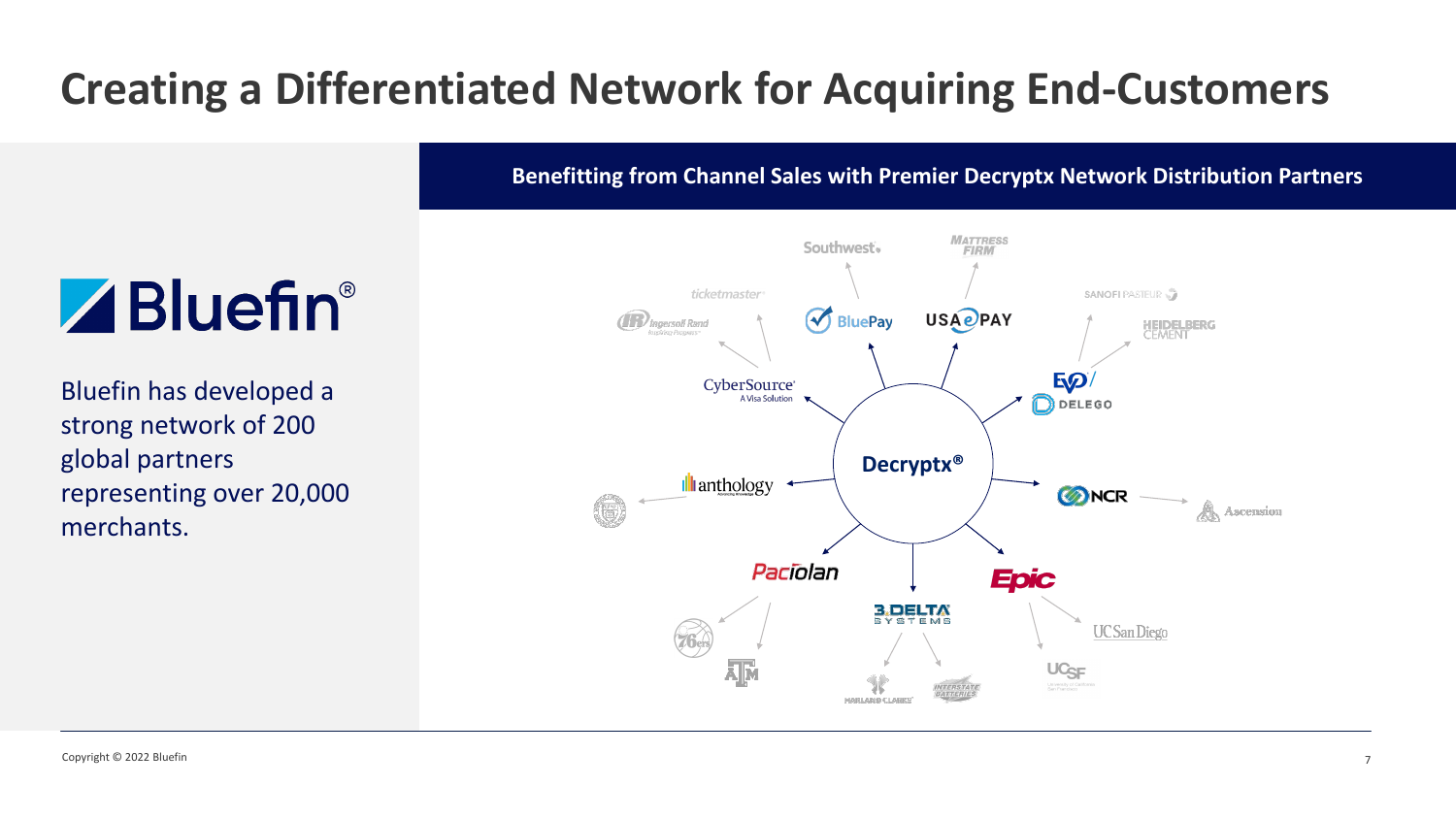# Creating a Differentiated Network for Acquiring End-Customers

Bluefin®

Bluefin has developed a strong network of 200 global partners representing over 20,000 merchants.

**Benefitting from Channel Sales with Premier Decryptx Network Distribution Partners**

Decryptx®

BluePay

USAePAY

Southwest

Mattress Firm

CyberSource A Visa Solution

ticketmaster

Ingersoll Rand

EVO / DELEGO

Sanofi Pasteur

Heidelberg Cement

anthology

NCR

Ascension

Paciolan

76ers

ATM

3DELTA SYSTEMS

Harland Clarke

Interstate Batteries

Epic

UC San Diego

UCSF

Copyright © 2022 Bluefin